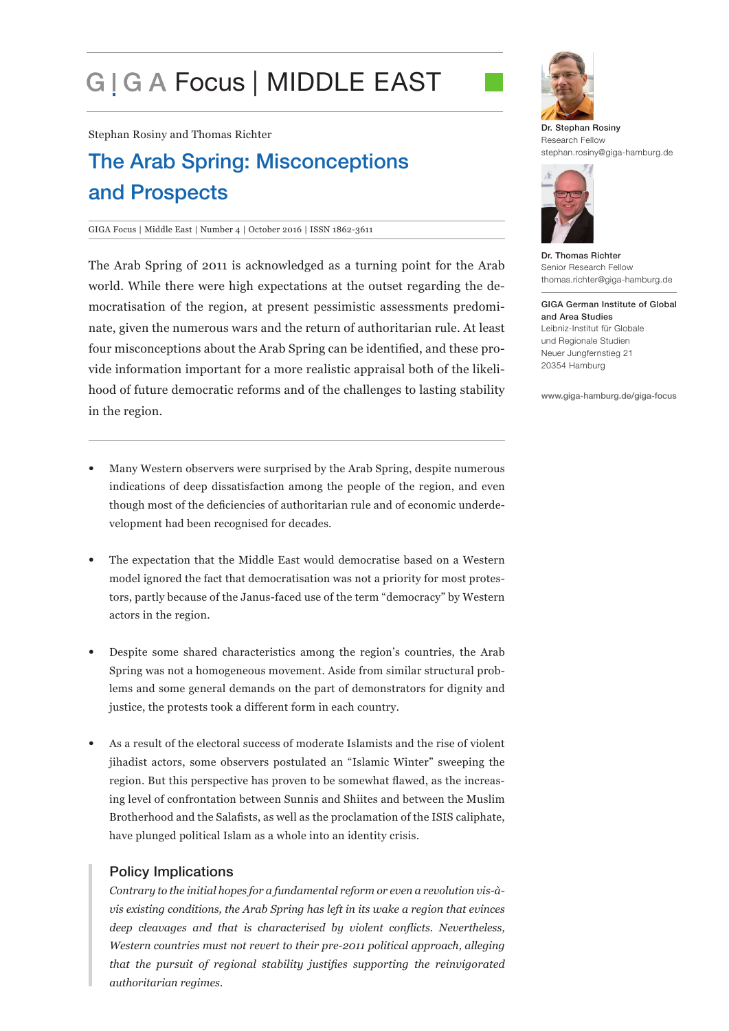GIGA Focus | MIDDLE EAST

Stephan Rosiny and Thomas Richter

# The Arab Spring: Misconceptions and Prospects

GIGA Focus | Middle East | Number 4 | October 2016 | ISSN 1862-3611

Dr. Stephan Rosiny
Research Fellow
stephan.rosiny@giga-hamburg.de

Dr. Thomas Richter
Senior Research Fellow
thomas.richter@giga-hamburg.de

**GIGA German Institute of Global and Area Studies**
Leibniz-Institut für Globale und Regionale Studien
Neuer Jungfernstieg 21
20354 Hamburg

www.giga-hamburg.de/giga-focus

The Arab Spring of 2011 is acknowledged as a turning point for the Arab world. While there were high expectations at the outset regarding the democratisation of the region, at present pessimistic assessments predominate, given the numerous wars and the return of authoritarian rule. At least four misconceptions about the Arab Spring can be identified, and these provide information important for a more realistic appraisal both of the likelihood of future democratic reforms and of the challenges to lasting stability in the region.

- Many Western observers were surprised by the Arab Spring, despite numerous indications of deep dissatisfaction among the people of the region, and even though most of the deficiencies of authoritarian rule and of economic underdevelopment had been recognised for decades.

- The expectation that the Middle East would democratise based on a Western model ignored the fact that democratisation was not a priority for most protestors, partly because of the Janus-faced use of the term "democracy" by Western actors in the region.

- Despite some shared characteristics among the region's countries, the Arab Spring was not a homogeneous movement. Aside from similar structural problems and some general demands on the part of demonstrators for dignity and justice, the protests took a different form in each country.

- As a result of the electoral success of moderate Islamists and the rise of violent jihadist actors, some observers postulated an "Islamic Winter" sweeping the region. But this perspective has proven to be somewhat flawed, as the increasing level of confrontation between Sunnis and Shiites and between the Muslim Brotherhood and the Salafists, as well as the proclamation of the ISIS caliphate, have plunged political Islam as a whole into an identity crisis.

## Policy Implications

*Contrary to the initial hopes for a fundamental reform or even a revolution vis-à-vis existing conditions, the Arab Spring has left in its wake a region that evinces deep cleavages and that is characterised by violent conflicts. Nevertheless, Western countries must not revert to their pre-2011 political approach, alleging that the pursuit of regional stability justifies supporting the reinvigorated authoritarian regimes.*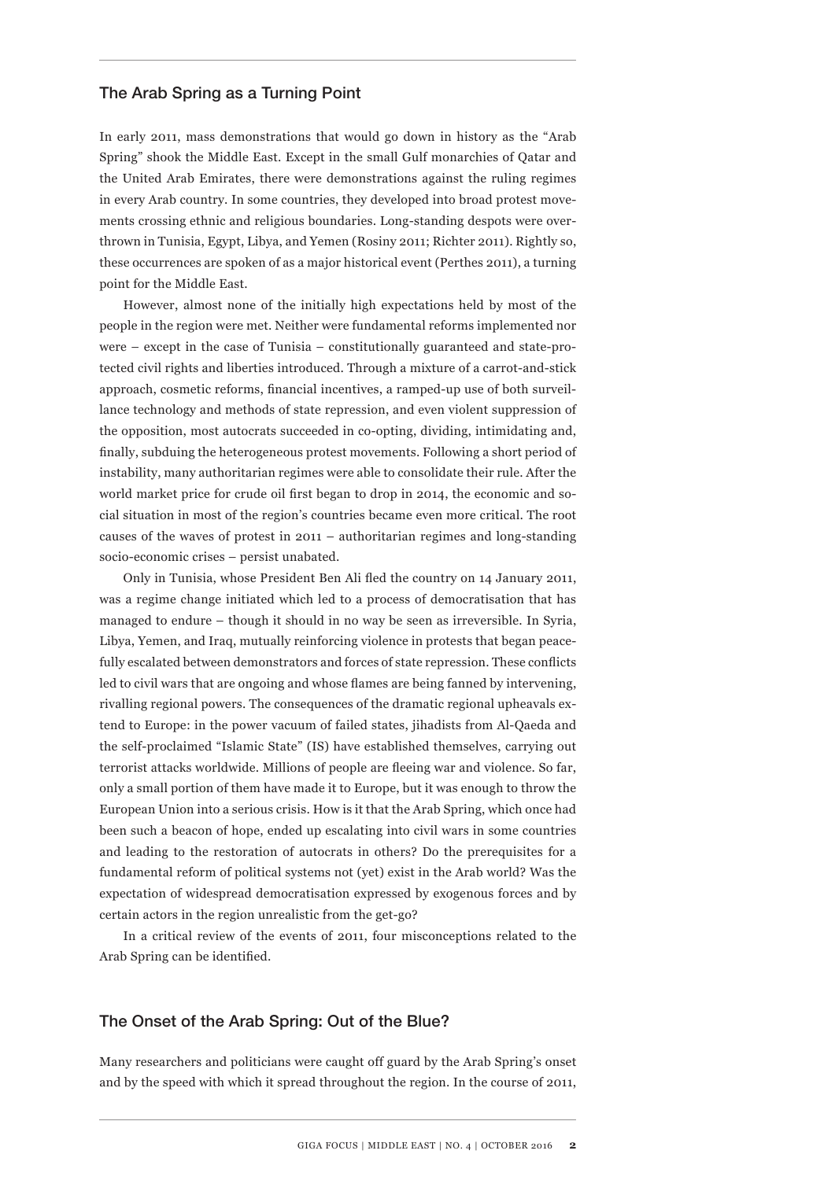## The Arab Spring as a Turning Point

In early 2011, mass demonstrations that would go down in history as the "Arab Spring" shook the Middle East. Except in the small Gulf monarchies of Qatar and the United Arab Emirates, there were demonstrations against the ruling regimes in every Arab country. In some countries, they developed into broad protest movements crossing ethnic and religious boundaries. Long-standing despots were overthrown in Tunisia, Egypt, Libya, and Yemen (Rosiny 2011; Richter 2011). Rightly so, these occurrences are spoken of as a major historical event (Perthes 2011), a turning point for the Middle East.

However, almost none of the initially high expectations held by most of the people in the region were met. Neither were fundamental reforms implemented nor were – except in the case of Tunisia – constitutionally guaranteed and state-protected civil rights and liberties introduced. Through a mixture of a carrot-and-stick approach, cosmetic reforms, financial incentives, a ramped-up use of both surveillance technology and methods of state repression, and even violent suppression of the opposition, most autocrats succeeded in co-opting, dividing, intimidating and, finally, subduing the heterogeneous protest movements. Following a short period of instability, many authoritarian regimes were able to consolidate their rule. After the world market price for crude oil first began to drop in 2014, the economic and social situation in most of the region's countries became even more critical. The root causes of the waves of protest in 2011 – authoritarian regimes and long-standing socio-economic crises – persist unabated.

Only in Tunisia, whose President Ben Ali fled the country on 14 January 2011, was a regime change initiated which led to a process of democratisation that has managed to endure – though it should in no way be seen as irreversible. In Syria, Libya, Yemen, and Iraq, mutually reinforcing violence in protests that began peacefully escalated between demonstrators and forces of state repression. These conflicts led to civil wars that are ongoing and whose flames are being fanned by intervening, rivalling regional powers. The consequences of the dramatic regional upheavals extend to Europe: in the power vacuum of failed states, jihadists from Al-Qaeda and the self-proclaimed "Islamic State" (IS) have established themselves, carrying out terrorist attacks worldwide. Millions of people are fleeing war and violence. So far, only a small portion of them have made it to Europe, but it was enough to throw the European Union into a serious crisis. How is it that the Arab Spring, which once had been such a beacon of hope, ended up escalating into civil wars in some countries and leading to the restoration of autocrats in others? Do the prerequisites for a fundamental reform of political systems not (yet) exist in the Arab world? Was the expectation of widespread democratisation expressed by exogenous forces and by certain actors in the region unrealistic from the get-go?

In a critical review of the events of 2011, four misconceptions related to the Arab Spring can be identified.

## The Onset of the Arab Spring: Out of the Blue?

Many researchers and politicians were caught off guard by the Arab Spring's onset and by the speed with which it spread throughout the region. In the course of 2011,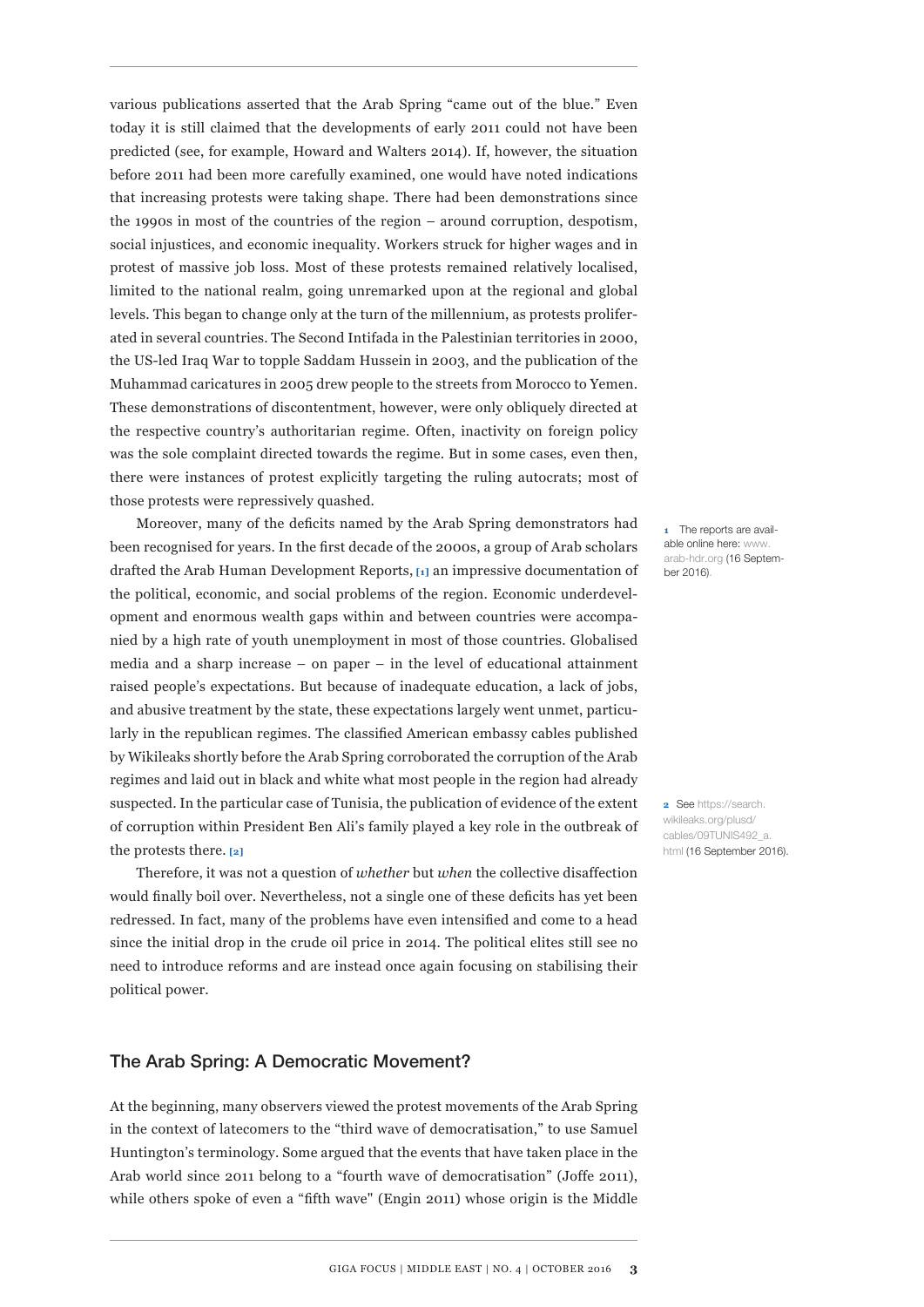various publications asserted that the Arab Spring "came out of the blue." Even today it is still claimed that the developments of early 2011 could not have been predicted (see, for example, Howard and Walters 2014). If, however, the situation before 2011 had been more carefully examined, one would have noted indications that increasing protests were taking shape. There had been demonstrations since the 1990s in most of the countries of the region – around corruption, despotism, social injustices, and economic inequality. Workers struck for higher wages and in protest of massive job loss. Most of these protests remained relatively localised, limited to the national realm, going unremarked upon at the regional and global levels. This began to change only at the turn of the millennium, as protests proliferated in several countries. The Second Intifada in the Palestinian territories in 2000, the US-led Iraq War to topple Saddam Hussein in 2003, and the publication of the Muhammad caricatures in 2005 drew people to the streets from Morocco to Yemen. These demonstrations of discontentment, however, were only obliquely directed at the respective country's authoritarian regime. Often, inactivity on foreign policy was the sole complaint directed towards the regime. But in some cases, even then, there were instances of protest explicitly targeting the ruling autocrats; most of those protests were repressively quashed.

Moreover, many of the deficits named by the Arab Spring demonstrators had been recognised for years. In the first decade of the 2000s, a group of Arab scholars drafted the Arab Human Development Reports, [1] an impressive documentation of the political, economic, and social problems of the region. Economic underdevelopment and enormous wealth gaps within and between countries were accompanied by a high rate of youth unemployment in most of those countries. Globalised media and a sharp increase – on paper – in the level of educational attainment raised people's expectations. But because of inadequate education, a lack of jobs, and abusive treatment by the state, these expectations largely went unmet, particularly in the republican regimes. The classified American embassy cables published by Wikileaks shortly before the Arab Spring corroborated the corruption of the Arab regimes and laid out in black and white what most people in the region had already suspected. In the particular case of Tunisia, the publication of evidence of the extent of corruption within President Ben Ali's family played a key role in the outbreak of the protests there. [2]

Therefore, it was not a question of *whether* but *when* the collective disaffection would finally boil over. Nevertheless, not a single one of these deficits has yet been redressed. In fact, many of the problems have even intensified and come to a head since the initial drop in the crude oil price in 2014. The political elites still see no need to introduce reforms and are instead once again focusing on stabilising their political power.

## The Arab Spring: A Democratic Movement?

At the beginning, many observers viewed the protest movements of the Arab Spring in the context of latecomers to the "third wave of democratisation," to use Samuel Huntington's terminology. Some argued that the events that have taken place in the Arab world since 2011 belong to a "fourth wave of democratisation" (Joffe 2011), while others spoke of even a "fifth wave" (Engin 2011) whose origin is the Middle

---

[1] The reports are available online here: www.arab-hdr.org (16 September 2016).

[2] See https://search.wikileaks.org/plusd/cables/09TUNIS492_a.html (16 September 2016).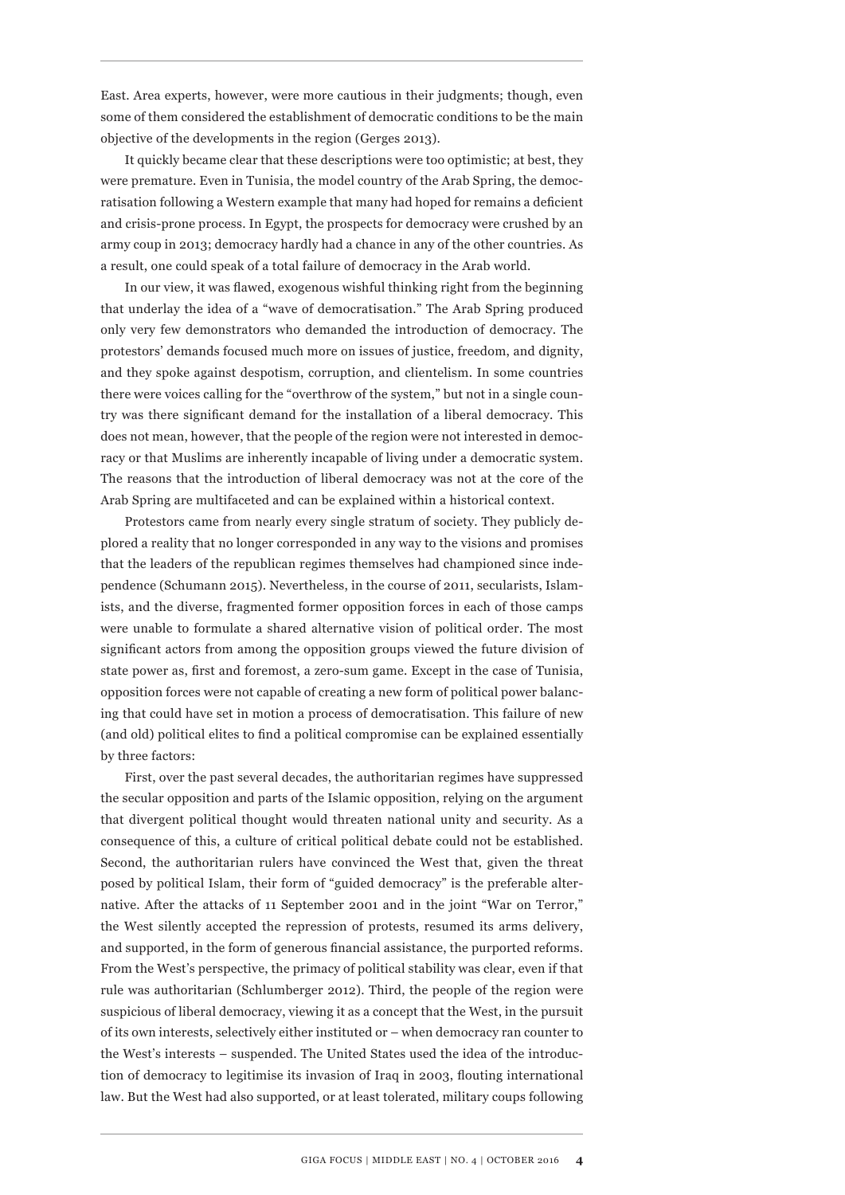East. Area experts, however, were more cautious in their judgments; though, even some of them considered the establishment of democratic conditions to be the main objective of the developments in the region (Gerges 2013).

It quickly became clear that these descriptions were too optimistic; at best, they were premature. Even in Tunisia, the model country of the Arab Spring, the democratisation following a Western example that many had hoped for remains a deficient and crisis-prone process. In Egypt, the prospects for democracy were crushed by an army coup in 2013; democracy hardly had a chance in any of the other countries. As a result, one could speak of a total failure of democracy in the Arab world.

In our view, it was flawed, exogenous wishful thinking right from the beginning that underlay the idea of a "wave of democratisation." The Arab Spring produced only very few demonstrators who demanded the introduction of democracy. The protestors' demands focused much more on issues of justice, freedom, and dignity, and they spoke against despotism, corruption, and clientelism. In some countries there were voices calling for the "overthrow of the system," but not in a single country was there significant demand for the installation of a liberal democracy. This does not mean, however, that the people of the region were not interested in democracy or that Muslims are inherently incapable of living under a democratic system. The reasons that the introduction of liberal democracy was not at the core of the Arab Spring are multifaceted and can be explained within a historical context.

Protestors came from nearly every single stratum of society. They publicly deplored a reality that no longer corresponded in any way to the visions and promises that the leaders of the republican regimes themselves had championed since independence (Schumann 2015). Nevertheless, in the course of 2011, secularists, Islamists, and the diverse, fragmented former opposition forces in each of those camps were unable to formulate a shared alternative vision of political order. The most significant actors from among the opposition groups viewed the future division of state power as, first and foremost, a zero-sum game. Except in the case of Tunisia, opposition forces were not capable of creating a new form of political power balancing that could have set in motion a process of democratisation. This failure of new (and old) political elites to find a political compromise can be explained essentially by three factors:

First, over the past several decades, the authoritarian regimes have suppressed the secular opposition and parts of the Islamic opposition, relying on the argument that divergent political thought would threaten national unity and security. As a consequence of this, a culture of critical political debate could not be established. Second, the authoritarian rulers have convinced the West that, given the threat posed by political Islam, their form of "guided democracy" is the preferable alternative. After the attacks of 11 September 2001 and in the joint "War on Terror," the West silently accepted the repression of protests, resumed its arms delivery, and supported, in the form of generous financial assistance, the purported reforms. From the West's perspective, the primacy of political stability was clear, even if that rule was authoritarian (Schlumberger 2012). Third, the people of the region were suspicious of liberal democracy, viewing it as a concept that the West, in the pursuit of its own interests, selectively either instituted or – when democracy ran counter to the West's interests – suspended. The United States used the idea of the introduction of democracy to legitimise its invasion of Iraq in 2003, flouting international law. But the West had also supported, or at least tolerated, military coups following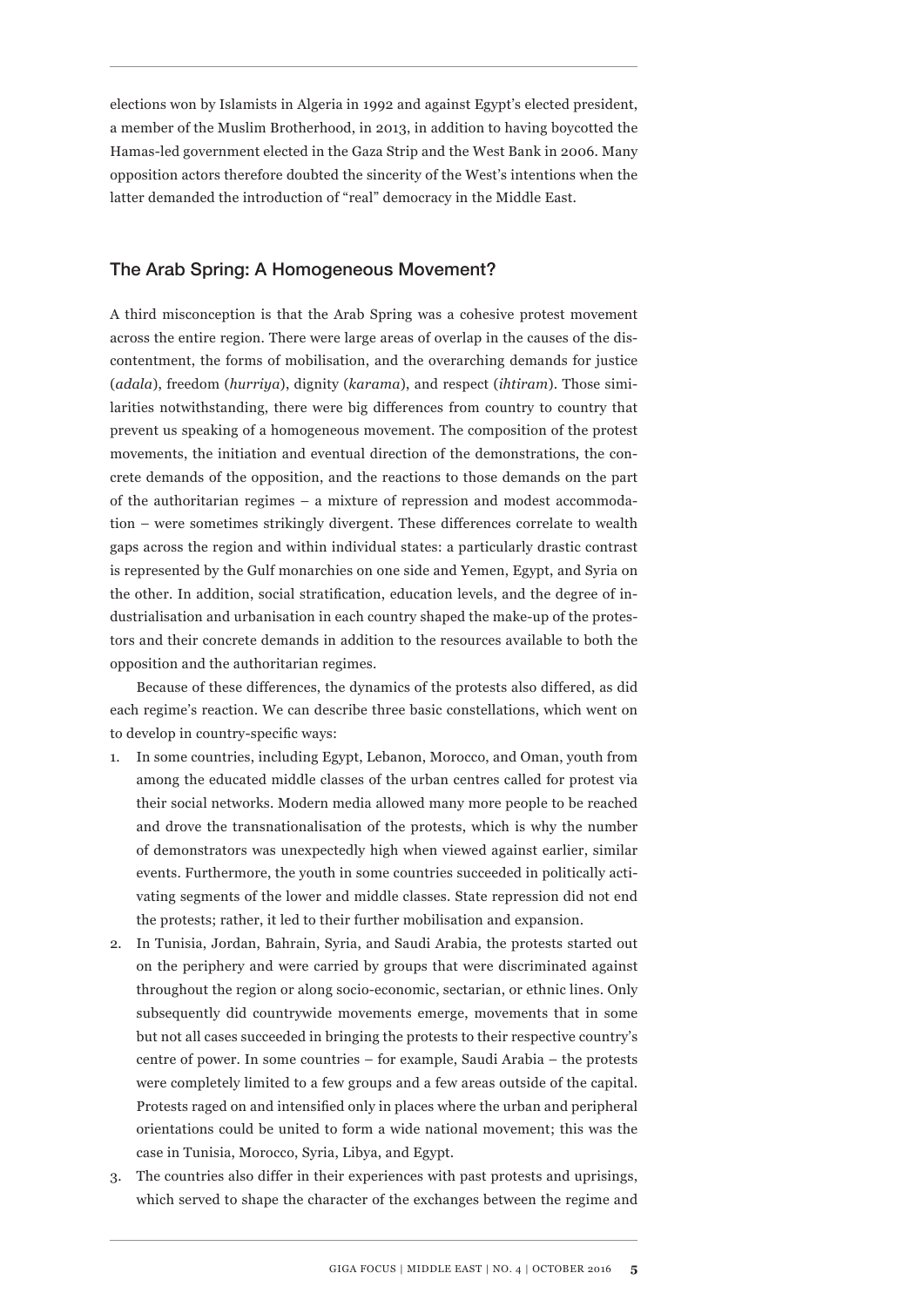elections won by Islamists in Algeria in 1992 and against Egypt's elected president, a member of the Muslim Brotherhood, in 2013, in addition to having boycotted the Hamas-led government elected in the Gaza Strip and the West Bank in 2006. Many opposition actors therefore doubted the sincerity of the West's intentions when the latter demanded the introduction of "real" democracy in the Middle East.

## The Arab Spring: A Homogeneous Movement?

A third misconception is that the Arab Spring was a cohesive protest movement across the entire region. There were large areas of overlap in the causes of the discontentment, the forms of mobilisation, and the overarching demands for justice (*adala*), freedom (*hurriya*), dignity (*karama*), and respect (*ihtiram*). Those similarities notwithstanding, there were big differences from country to country that prevent us speaking of a homogeneous movement. The composition of the protest movements, the initiation and eventual direction of the demonstrations, the concrete demands of the opposition, and the reactions to those demands on the part of the authoritarian regimes – a mixture of repression and modest accommodation – were sometimes strikingly divergent. These differences correlate to wealth gaps across the region and within individual states: a particularly drastic contrast is represented by the Gulf monarchies on one side and Yemen, Egypt, and Syria on the other. In addition, social stratification, education levels, and the degree of industrialisation and urbanisation in each country shaped the make-up of the protestors and their concrete demands in addition to the resources available to both the opposition and the authoritarian regimes.

Because of these differences, the dynamics of the protests also differed, as did each regime's reaction. We can describe three basic constellations, which went on to develop in country-specific ways:

1. In some countries, including Egypt, Lebanon, Morocco, and Oman, youth from among the educated middle classes of the urban centres called for protest via their social networks. Modern media allowed many more people to be reached and drove the transnationalisation of the protests, which is why the number of demonstrators was unexpectedly high when viewed against earlier, similar events. Furthermore, the youth in some countries succeeded in politically activating segments of the lower and middle classes. State repression did not end the protests; rather, it led to their further mobilisation and expansion.
2. In Tunisia, Jordan, Bahrain, Syria, and Saudi Arabia, the protests started out on the periphery and were carried by groups that were discriminated against throughout the region or along socio-economic, sectarian, or ethnic lines. Only subsequently did countrywide movements emerge, movements that in some but not all cases succeeded in bringing the protests to their respective country's centre of power. In some countries – for example, Saudi Arabia – the protests were completely limited to a few groups and a few areas outside of the capital. Protests raged on and intensified only in places where the urban and peripheral orientations could be united to form a wide national movement; this was the case in Tunisia, Morocco, Syria, Libya, and Egypt.
3. The countries also differ in their experiences with past protests and uprisings, which served to shape the character of the exchanges between the regime and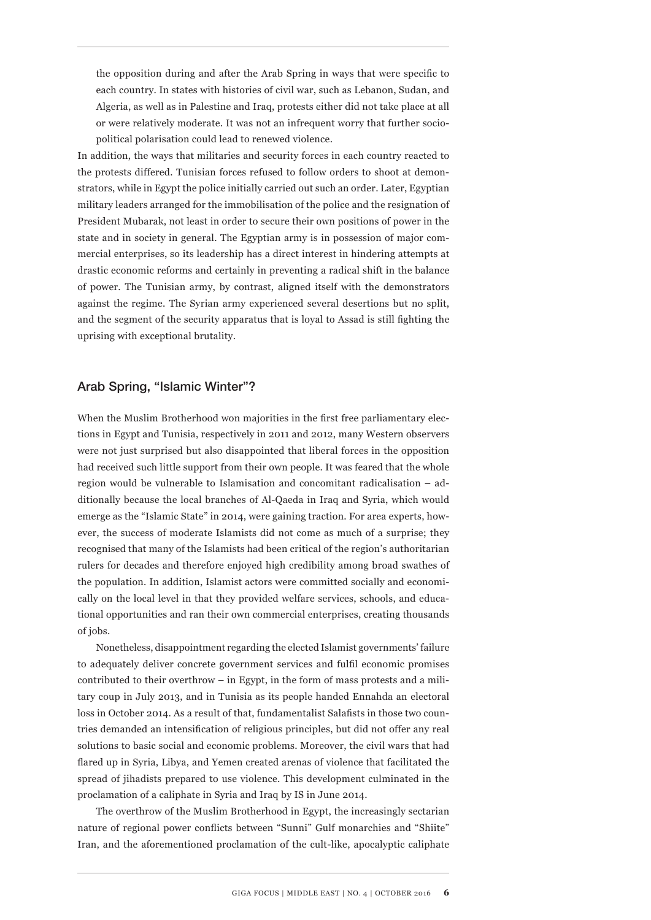the opposition during and after the Arab Spring in ways that were specific to each country. In states with histories of civil war, such as Lebanon, Sudan, and Algeria, as well as in Palestine and Iraq, protests either did not take place at all or were relatively moderate. It was not an infrequent worry that further socio-political polarisation could lead to renewed violence.

In addition, the ways that militaries and security forces in each country reacted to the protests differed. Tunisian forces refused to follow orders to shoot at demonstrators, while in Egypt the police initially carried out such an order. Later, Egyptian military leaders arranged for the immobilisation of the police and the resignation of President Mubarak, not least in order to secure their own positions of power in the state and in society in general. The Egyptian army is in possession of major commercial enterprises, so its leadership has a direct interest in hindering attempts at drastic economic reforms and certainly in preventing a radical shift in the balance of power. The Tunisian army, by contrast, aligned itself with the demonstrators against the regime. The Syrian army experienced several desertions but no split, and the segment of the security apparatus that is loyal to Assad is still fighting the uprising with exceptional brutality.

## Arab Spring, "Islamic Winter"?

When the Muslim Brotherhood won majorities in the first free parliamentary elections in Egypt and Tunisia, respectively in 2011 and 2012, many Western observers were not just surprised but also disappointed that liberal forces in the opposition had received such little support from their own people. It was feared that the whole region would be vulnerable to Islamisation and concomitant radicalisation – additionally because the local branches of Al-Qaeda in Iraq and Syria, which would emerge as the "Islamic State" in 2014, were gaining traction. For area experts, however, the success of moderate Islamists did not come as much of a surprise; they recognised that many of the Islamists had been critical of the region's authoritarian rulers for decades and therefore enjoyed high credibility among broad swathes of the population. In addition, Islamist actors were committed socially and economically on the local level in that they provided welfare services, schools, and educational opportunities and ran their own commercial enterprises, creating thousands of jobs.

Nonetheless, disappointment regarding the elected Islamist governments' failure to adequately deliver concrete government services and fulfil economic promises contributed to their overthrow – in Egypt, in the form of mass protests and a military coup in July 2013, and in Tunisia as its people handed Ennahda an electoral loss in October 2014. As a result of that, fundamentalist Salafists in those two countries demanded an intensification of religious principles, but did not offer any real solutions to basic social and economic problems. Moreover, the civil wars that had flared up in Syria, Libya, and Yemen created arenas of violence that facilitated the spread of jihadists prepared to use violence. This development culminated in the proclamation of a caliphate in Syria and Iraq by IS in June 2014.

The overthrow of the Muslim Brotherhood in Egypt, the increasingly sectarian nature of regional power conflicts between "Sunni" Gulf monarchies and "Shiite" Iran, and the aforementioned proclamation of the cult-like, apocalyptic caliphate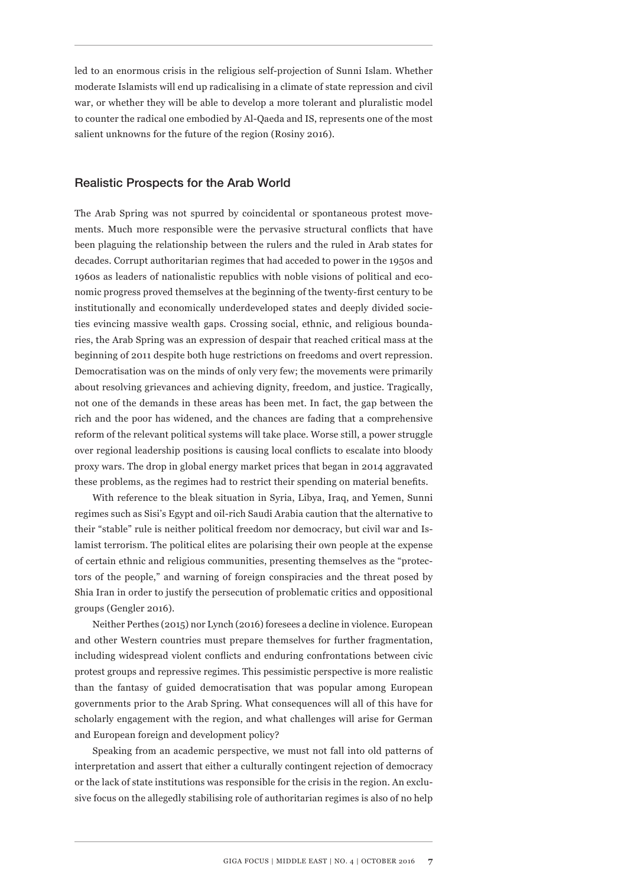led to an enormous crisis in the religious self-projection of Sunni Islam. Whether moderate Islamists will end up radicalising in a climate of state repression and civil war, or whether they will be able to develop a more tolerant and pluralistic model to counter the radical one embodied by Al-Qaeda and IS, represents one of the most salient unknowns for the future of the region (Rosiny 2016).

## Realistic Prospects for the Arab World

The Arab Spring was not spurred by coincidental or spontaneous protest movements. Much more responsible were the pervasive structural conflicts that have been plaguing the relationship between the rulers and the ruled in Arab states for decades. Corrupt authoritarian regimes that had acceded to power in the 1950s and 1960s as leaders of nationalistic republics with noble visions of political and economic progress proved themselves at the beginning of the twenty-first century to be institutionally and economically underdeveloped states and deeply divided societies evincing massive wealth gaps. Crossing social, ethnic, and religious boundaries, the Arab Spring was an expression of despair that reached critical mass at the beginning of 2011 despite both huge restrictions on freedoms and overt repression. Democratisation was on the minds of only very few; the movements were primarily about resolving grievances and achieving dignity, freedom, and justice. Tragically, not one of the demands in these areas has been met. In fact, the gap between the rich and the poor has widened, and the chances are fading that a comprehensive reform of the relevant political systems will take place. Worse still, a power struggle over regional leadership positions is causing local conflicts to escalate into bloody proxy wars. The drop in global energy market prices that began in 2014 aggravated these problems, as the regimes had to restrict their spending on material benefits.

With reference to the bleak situation in Syria, Libya, Iraq, and Yemen, Sunni regimes such as Sisi's Egypt and oil-rich Saudi Arabia caution that the alternative to their "stable" rule is neither political freedom nor democracy, but civil war and Islamist terrorism. The political elites are polarising their own people at the expense of certain ethnic and religious communities, presenting themselves as the "protectors of the people," and warning of foreign conspiracies and the threat posed by Shia Iran in order to justify the persecution of problematic critics and oppositional groups (Gengler 2016).

Neither Perthes (2015) nor Lynch (2016) foresees a decline in violence. European and other Western countries must prepare themselves for further fragmentation, including widespread violent conflicts and enduring confrontations between civic protest groups and repressive regimes. This pessimistic perspective is more realistic than the fantasy of guided democratisation that was popular among European governments prior to the Arab Spring. What consequences will all of this have for scholarly engagement with the region, and what challenges will arise for German and European foreign and development policy?

Speaking from an academic perspective, we must not fall into old patterns of interpretation and assert that either a culturally contingent rejection of democracy or the lack of state institutions was responsible for the crisis in the region. An exclusive focus on the allegedly stabilising role of authoritarian regimes is also of no help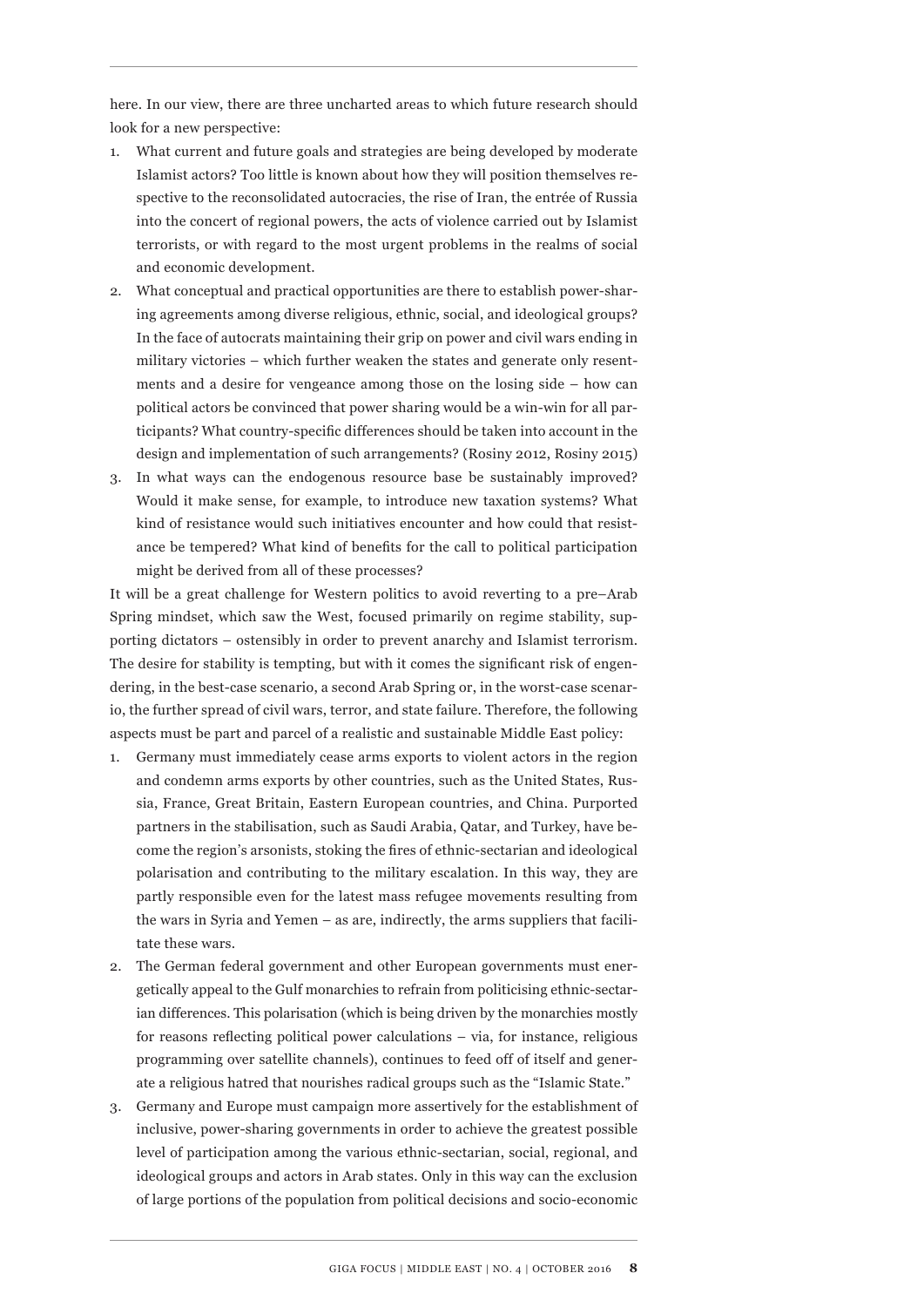here. In our view, there are three uncharted areas to which future research should look for a new perspective:

1. What current and future goals and strategies are being developed by moderate Islamist actors? Too little is known about how they will position themselves respective to the reconsolidated autocracies, the rise of Iran, the entrée of Russia into the concert of regional powers, the acts of violence carried out by Islamist terrorists, or with regard to the most urgent problems in the realms of social and economic development.
2. What conceptual and practical opportunities are there to establish power-sharing agreements among diverse religious, ethnic, social, and ideological groups? In the face of autocrats maintaining their grip on power and civil wars ending in military victories – which further weaken the states and generate only resentments and a desire for vengeance among those on the losing side – how can political actors be convinced that power sharing would be a win-win for all participants? What country-specific differences should be taken into account in the design and implementation of such arrangements? (Rosiny 2012, Rosiny 2015)
3. In what ways can the endogenous resource base be sustainably improved? Would it make sense, for example, to introduce new taxation systems? What kind of resistance would such initiatives encounter and how could that resistance be tempered? What kind of benefits for the call to political participation might be derived from all of these processes?

It will be a great challenge for Western politics to avoid reverting to a pre–Arab Spring mindset, which saw the West, focused primarily on regime stability, supporting dictators – ostensibly in order to prevent anarchy and Islamist terrorism. The desire for stability is tempting, but with it comes the significant risk of engendering, in the best-case scenario, a second Arab Spring or, in the worst-case scenario, the further spread of civil wars, terror, and state failure. Therefore, the following aspects must be part and parcel of a realistic and sustainable Middle East policy:

1. Germany must immediately cease arms exports to violent actors in the region and condemn arms exports by other countries, such as the United States, Russia, France, Great Britain, Eastern European countries, and China. Purported partners in the stabilisation, such as Saudi Arabia, Qatar, and Turkey, have become the region's arsonists, stoking the fires of ethnic-sectarian and ideological polarisation and contributing to the military escalation. In this way, they are partly responsible even for the latest mass refugee movements resulting from the wars in Syria and Yemen – as are, indirectly, the arms suppliers that facilitate these wars.
2. The German federal government and other European governments must energetically appeal to the Gulf monarchies to refrain from politicising ethnic-sectarian differences. This polarisation (which is being driven by the monarchies mostly for reasons reflecting political power calculations – via, for instance, religious programming over satellite channels), continues to feed off of itself and generate a religious hatred that nourishes radical groups such as the "Islamic State."
3. Germany and Europe must campaign more assertively for the establishment of inclusive, power-sharing governments in order to achieve the greatest possible level of participation among the various ethnic-sectarian, social, regional, and ideological groups and actors in Arab states. Only in this way can the exclusion of large portions of the population from political decisions and socio-economic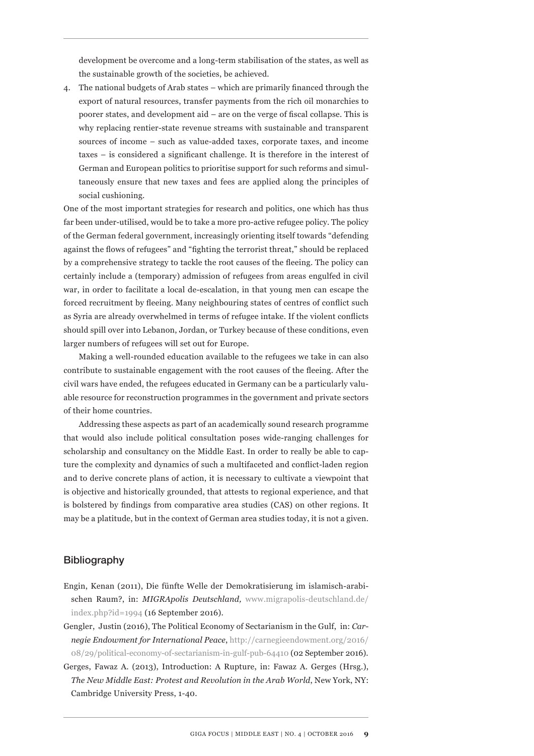development be overcome and a long-term stabilisation of the states, as well as the sustainable growth of the societies, be achieved.

4. The national budgets of Arab states – which are primarily financed through the export of natural resources, transfer payments from the rich oil monarchies to poorer states, and development aid – are on the verge of fiscal collapse. This is why replacing rentier-state revenue streams with sustainable and transparent sources of income – such as value-added taxes, corporate taxes, and income taxes – is considered a significant challenge. It is therefore in the interest of German and European politics to prioritise support for such reforms and simultaneously ensure that new taxes and fees are applied along the principles of social cushioning.

One of the most important strategies for research and politics, one which has thus far been under-utilised, would be to take a more pro-active refugee policy. The policy of the German federal government, increasingly orienting itself towards "defending against the flows of refugees" and "fighting the terrorist threat," should be replaced by a comprehensive strategy to tackle the root causes of the fleeing. The policy can certainly include a (temporary) admission of refugees from areas engulfed in civil war, in order to facilitate a local de-escalation, in that young men can escape the forced recruitment by fleeing. Many neighbouring states of centres of conflict such as Syria are already overwhelmed in terms of refugee intake. If the violent conflicts should spill over into Lebanon, Jordan, or Turkey because of these conditions, even larger numbers of refugees will set out for Europe.

Making a well-rounded education available to the refugees we take in can also contribute to sustainable engagement with the root causes of the fleeing. After the civil wars have ended, the refugees educated in Germany can be a particularly valuable resource for reconstruction programmes in the government and private sectors of their home countries.

Addressing these aspects as part of an academically sound research programme that would also include political consultation poses wide-ranging challenges for scholarship and consultancy on the Middle East. In order to really be able to capture the complexity and dynamics of such a multifaceted and conflict-laden region and to derive concrete plans of action, it is necessary to cultivate a viewpoint that is objective and historically grounded, that attests to regional experience, and that is bolstered by findings from comparative area studies (CAS) on other regions. It may be a platitude, but in the context of German area studies today, it is not a given.

## Bibliography

Engin, Kenan (2011), Die fünfte Welle der Demokratisierung im islamisch-arabischen Raum?, in: *MIGRApolis Deutschland,* www.migrapolis-deutschland.de/index.php?id=1994 (16 September 2016).

Gengler, Justin (2016), The Political Economy of Sectarianism in the Gulf, in: *Carnegie Endowment for International Peace*, http://carnegieendowment.org/2016/08/29/political-economy-of-sectarianism-in-gulf-pub-64410 (02 September 2016).

Gerges, Fawaz A. (2013), Introduction: A Rupture, in: Fawaz A. Gerges (Hrsg.), *The New Middle East: Protest and Revolution in the Arab World*, New York, NY: Cambridge University Press, 1-40.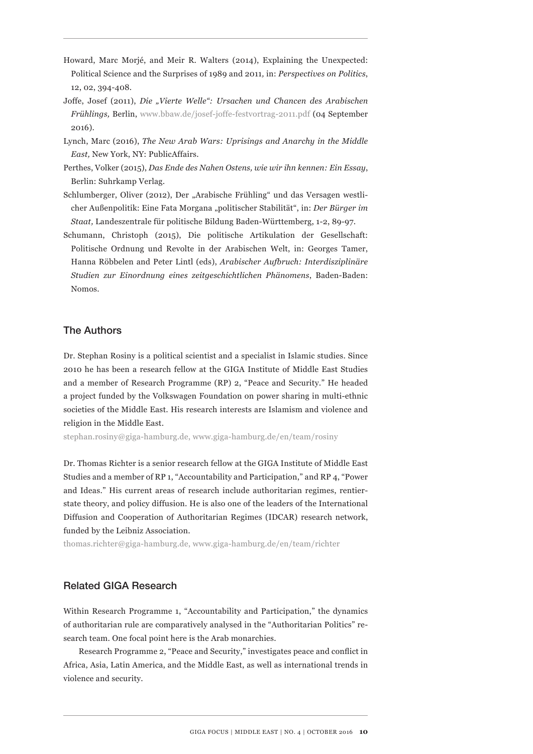Howard, Marc Morjé, and Meir R. Walters (2014), Explaining the Unexpected: Political Science and the Surprises of 1989 and 2011, in: *Perspectives on Politics*, 12, 02, 394-408.

Joffe, Josef (2011), *Die „Vierte Welle": Ursachen und Chancen des Arabischen Frühlings,* Berlin, www.bbaw.de/josef-joffe-festvortrag-2011.pdf (04 September 2016).

Lynch, Marc (2016), *The New Arab Wars: Uprisings and Anarchy in the Middle East,* New York, NY: PublicAffairs.

Perthes, Volker (2015), *Das Ende des Nahen Ostens, wie wir ihn kennen: Ein Essay*, Berlin: Suhrkamp Verlag.

Schlumberger, Oliver (2012), Der „Arabische Frühling" und das Versagen westlicher Außenpolitik: Eine Fata Morgana „politischer Stabilität", in: *Der Bürger im Staat,* Landeszentrale für politische Bildung Baden-Württemberg, 1-2, 89-97.

Schumann, Christoph (2015), Die politische Artikulation der Gesellschaft: Politische Ordnung und Revolte in der Arabischen Welt, in: Georges Tamer, Hanna Röbbelen and Peter Lintl (eds), *Arabischer Aufbruch: Interdisziplinäre Studien zur Einordnung eines zeitgeschichtlichen Phänomens*, Baden-Baden: Nomos.

## The Authors

Dr. Stephan Rosiny is a political scientist and a specialist in Islamic studies. Since 2010 he has been a research fellow at the GIGA Institute of Middle East Studies and a member of Research Programme (RP) 2, "Peace and Security." He headed a project funded by the Volkswagen Foundation on power sharing in multi-ethnic societies of the Middle East. His research interests are Islamism and violence and religion in the Middle East.

stephan.rosiny@giga-hamburg.de, www.giga-hamburg.de/en/team/rosiny

Dr. Thomas Richter is a senior research fellow at the GIGA Institute of Middle East Studies and a member of RP 1, "Accountability and Participation," and RP 4, "Power and Ideas." His current areas of research include authoritarian regimes, rentier-state theory, and policy diffusion. He is also one of the leaders of the International Diffusion and Cooperation of Authoritarian Regimes (IDCAR) research network, funded by the Leibniz Association.

thomas.richter@giga-hamburg.de, www.giga-hamburg.de/en/team/richter

## Related GIGA Research

Within Research Programme 1, "Accountability and Participation," the dynamics of authoritarian rule are comparatively analysed in the "Authoritarian Politics" research team. One focal point here is the Arab monarchies.

Research Programme 2, "Peace and Security," investigates peace and conflict in Africa, Asia, Latin America, and the Middle East, as well as international trends in violence and security.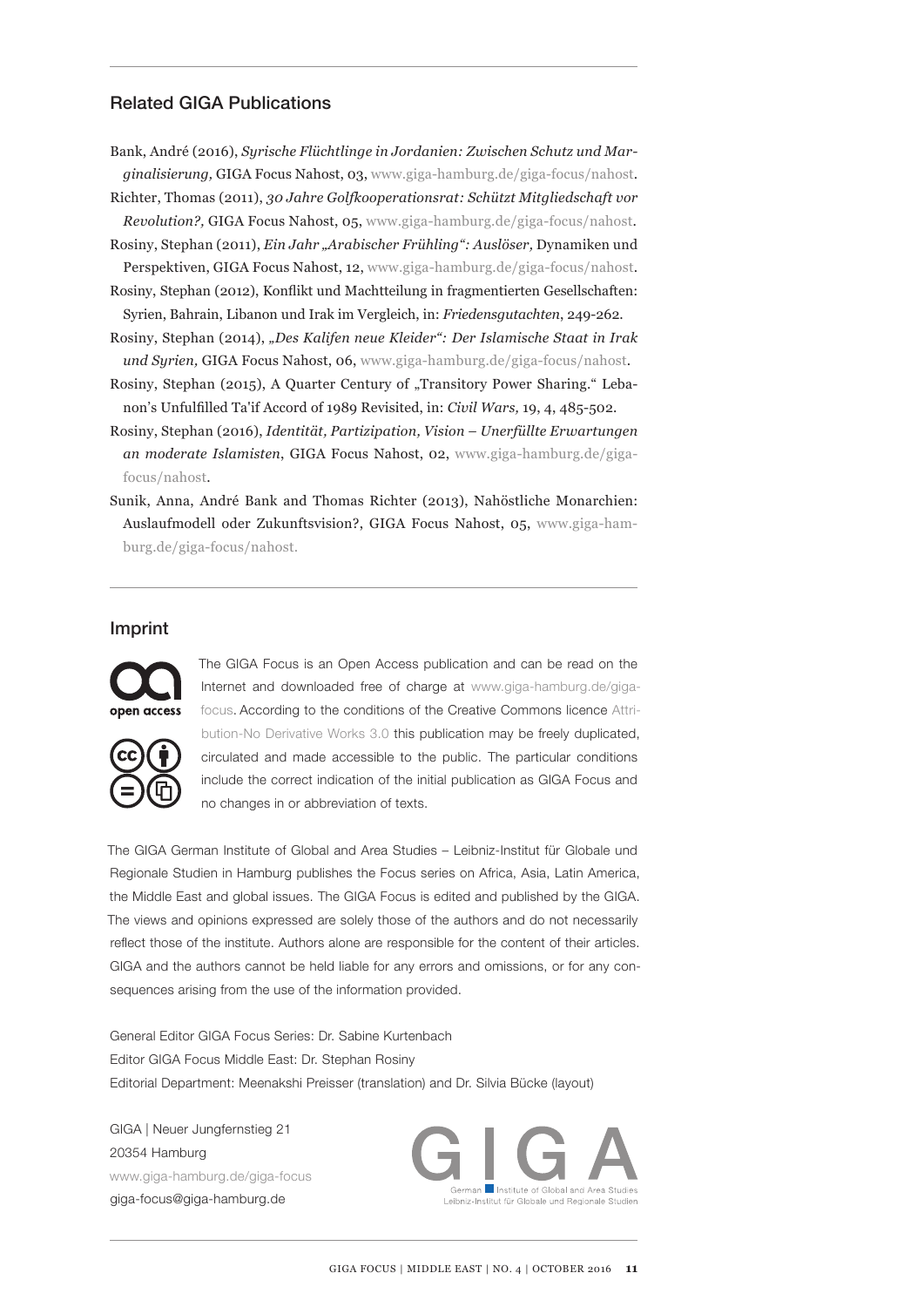## Related GIGA Publications

Bank, André (2016), *Syrische Flüchtlinge in Jordanien: Zwischen Schutz und Marginalisierung,* GIGA Focus Nahost, 03, www.giga-hamburg.de/giga-focus/nahost.

Richter, Thomas (2011), *30 Jahre Golfkooperationsrat: Schützt Mitgliedschaft vor Revolution?,* GIGA Focus Nahost, 05, www.giga-hamburg.de/giga-focus/nahost.

Rosiny, Stephan (2011), *Ein Jahr „Arabischer Frühling": Auslöser,* Dynamiken und Perspektiven, GIGA Focus Nahost, 12, www.giga-hamburg.de/giga-focus/nahost.

Rosiny, Stephan (2012), Konflikt und Machtteilung in fragmentierten Gesellschaften: Syrien, Bahrain, Libanon und Irak im Vergleich, in: *Friedensgutachten*, 249-262.

Rosiny, Stephan (2014), *„Des Kalifen neue Kleider": Der Islamische Staat in Irak und Syrien,* GIGA Focus Nahost, 06, www.giga-hamburg.de/giga-focus/nahost.

Rosiny, Stephan (2015), A Quarter Century of „Transitory Power Sharing." Lebanon's Unfulfilled Ta'if Accord of 1989 Revisited, in: *Civil Wars,* 19, 4, 485-502.

Rosiny, Stephan (2016), *Identität, Partizipation, Vision – Unerfüllte Erwartungen an moderate Islamisten*, GIGA Focus Nahost, 02, www.giga-hamburg.de/giga-focus/nahost.

Sunik, Anna, André Bank and Thomas Richter (2013), Nahöstliche Monarchien: Auslaufmodell oder Zukunftsvision?, GIGA Focus Nahost, 05, www.giga-hamburg.de/giga-focus/nahost.

## Imprint

The GIGA Focus is an Open Access publication and can be read on the Internet and downloaded free of charge at www.giga-hamburg.de/giga-focus. According to the conditions of the Creative Commons licence Attribution-No Derivative Works 3.0 this publication may be freely duplicated, circulated and made accessible to the public. The particular conditions include the correct indication of the initial publication as GIGA Focus and no changes in or abbreviation of texts.

The GIGA German Institute of Global and Area Studies – Leibniz-Institut für Globale und Regionale Studien in Hamburg publishes the Focus series on Africa, Asia, Latin America, the Middle East and global issues. The GIGA Focus is edited and published by the GIGA. The views and opinions expressed are solely those of the authors and do not necessarily reflect those of the institute. Authors alone are responsible for the content of their articles. GIGA and the authors cannot be held liable for any errors and omissions, or for any consequences arising from the use of the information provided.

General Editor GIGA Focus Series: Dr. Sabine Kurtenbach
Editor GIGA Focus Middle East: Dr. Stephan Rosiny
Editorial Department: Meenakshi Preisser (translation) and Dr. Silvia Bücke (layout)

GIGA | Neuer Jungfernstieg 21
20354 Hamburg
www.giga-hamburg.de/giga-focus
giga-focus@giga-hamburg.de

GIGA
German Institute of Global and Area Studies
Leibniz-Institut für Globale und Regionale Studien